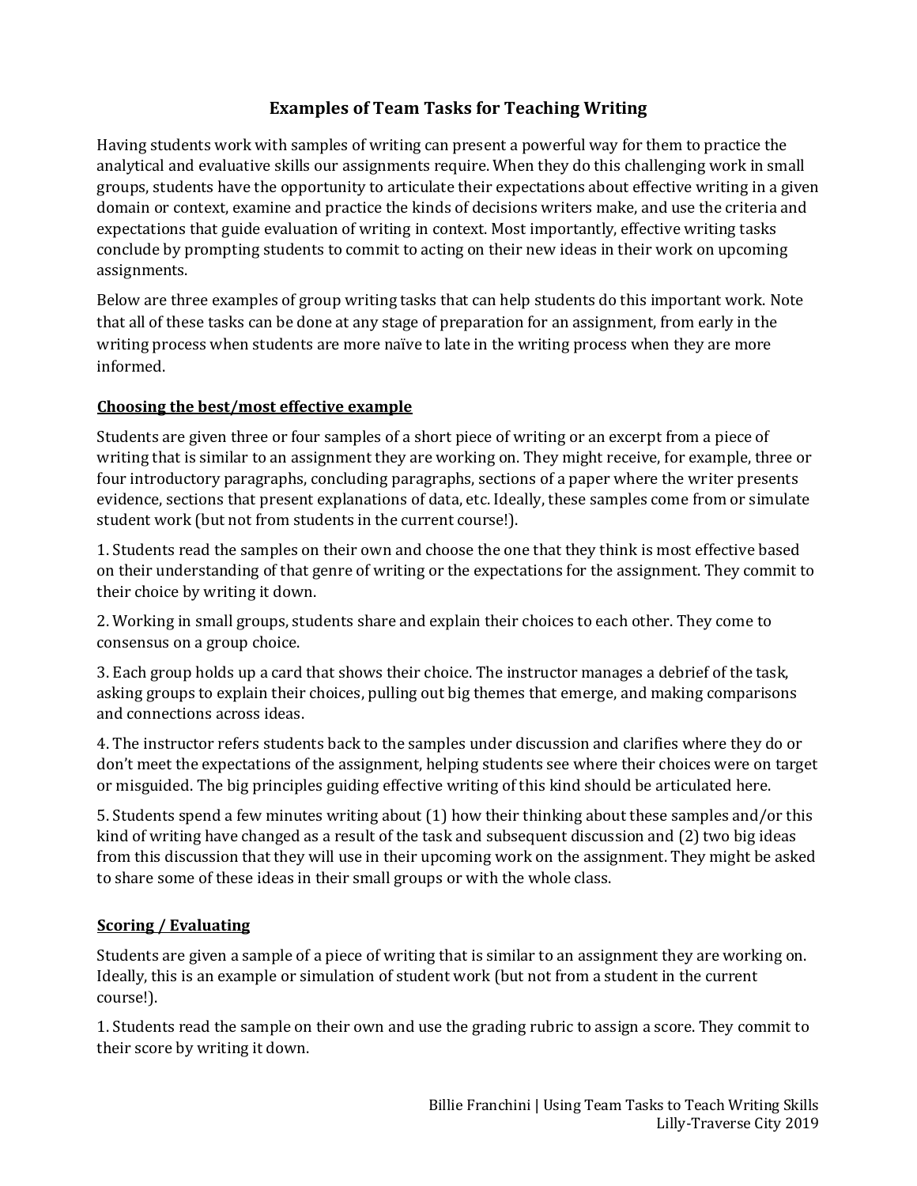# Examples of Team Tasks for Teaching Writing

Having students work with samples of writing can present a powerful way for them to practice the analytical and evaluative skills our assignments require. When they do this challenging work in small groups, students have the opportunity to articulate their expectations about effective writing in a given domain or context, examine and practice the kinds of decisions writers make, and use the criteria and expectations that guide evaluation of writing in context. Most importantly, effective writing tasks conclude by prompting students to commit to acting on their new ideas in their work on upcoming assignments.

Below are three examples of group writing tasks that can help students do this important work. Note that all of these tasks can be done at any stage of preparation for an assignment, from early in the writing process when students are more naïve to late in the writing process when they are more informed.

## Choosing the best/most effective example

Students are given three or four samples of a short piece of writing or an excerpt from a piece of writing that is similar to an assignment they are working on. They might receive, for example, three or four introductory paragraphs, concluding paragraphs, sections of a paper where the writer presents evidence, sections that present explanations of data, etc. Ideally, these samples come from or simulate student work (but not from students in the current course!).

1. Students read the samples on their own and choose the one that they think is most effective based on their understanding of that genre of writing or the expectations for the assignment. They commit to their choice by writing it down.

2. Working in small groups, students share and explain their choices to each other. They come to consensus on a group choice.

3. Each group holds up a card that shows their choice. The instructor manages a debrief of the task, asking groups to explain their choices, pulling out big themes that emerge, and making comparisons and connections across ideas.

4. The instructor refers students back to the samples under discussion and clarifies where they do or don't meet the expectations of the assignment, helping students see where their choices were on target or misguided. The big principles guiding effective writing of this kind should be articulated here.

5. Students spend a few minutes writing about (1) how their thinking about these samples and/or this kind of writing have changed as a result of the task and subsequent discussion and (2) two big ideas from this discussion that they will use in their upcoming work on the assignment. They might be asked to share some of these ideas in their small groups or with the whole class.

## Scoring / Evaluating

Students are given a sample of a piece of writing that is similar to an assignment they are working on. Ideally, this is an example or simulation of student work (but not from a student in the current course!).

1. Students read the sample on their own and use the grading rubric to assign a score. They commit to their score by writing it down.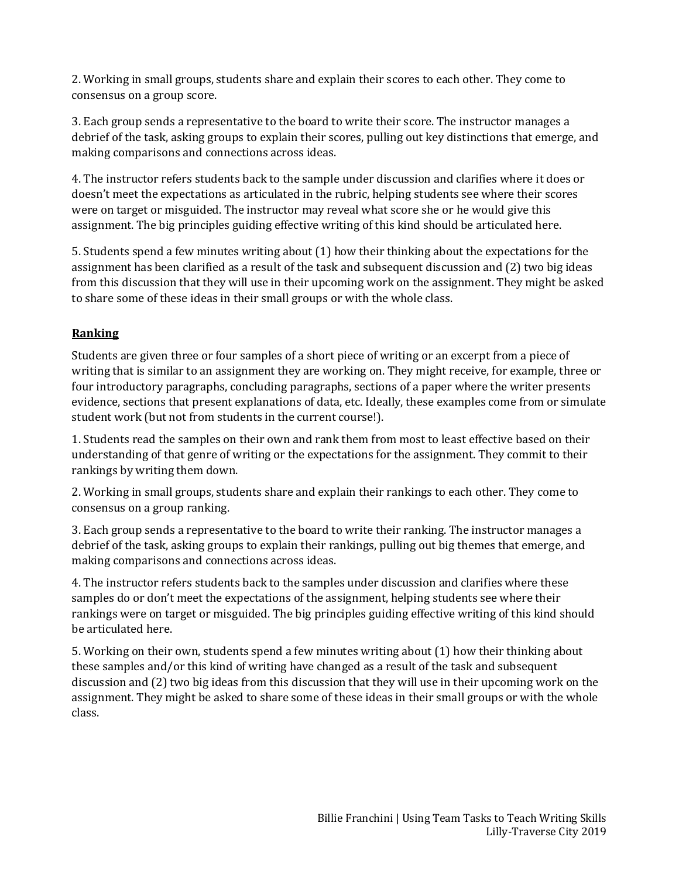2. Working in small groups, students share and explain their scores to each other. They come to consensus on a group score.

3. Each group sends a representative to the board to write their score. The instructor manages a debrief of the task, asking groups to explain their scores, pulling out key distinctions that emerge, and making comparisons and connections across ideas.

4. The instructor refers students back to the sample under discussion and clarifies where it does or doesn't meet the expectations as articulated in the rubric, helping students see where their scores were on target or misguided. The instructor may reveal what score she or he would give this assignment. The big principles guiding effective writing of this kind should be articulated here.

5. Students spend a few minutes writing about (1) how their thinking about the expectations for the assignment has been clarified as a result of the task and subsequent discussion and (2) two big ideas from this discussion that they will use in their upcoming work on the assignment. They might be asked to share some of these ideas in their small groups or with the whole class.

## Ranking

Students are given three or four samples of a short piece of writing or an excerpt from a piece of writing that is similar to an assignment they are working on. They might receive, for example, three or four introductory paragraphs, concluding paragraphs, sections of a paper where the writer presents evidence, sections that present explanations of data, etc. Ideally, these examples come from or simulate student work (but not from students in the current course!).

1. Students read the samples on their own and rank them from most to least effective based on their understanding of that genre of writing or the expectations for the assignment. They commit to their rankings by writing them down.

2. Working in small groups, students share and explain their rankings to each other. They come to consensus on a group ranking.

3. Each group sends a representative to the board to write their ranking. The instructor manages a debrief of the task, asking groups to explain their rankings, pulling out big themes that emerge, and making comparisons and connections across ideas.

4. The instructor refers students back to the samples under discussion and clarifies where these samples do or don't meet the expectations of the assignment, helping students see where their rankings were on target or misguided. The big principles guiding effective writing of this kind should be articulated here.

5. Working on their own, students spend a few minutes writing about (1) how their thinking about these samples and/or this kind of writing have changed as a result of the task and subsequent discussion and (2) two big ideas from this discussion that they will use in their upcoming work on the assignment. They might be asked to share some of these ideas in their small groups or with the whole class.